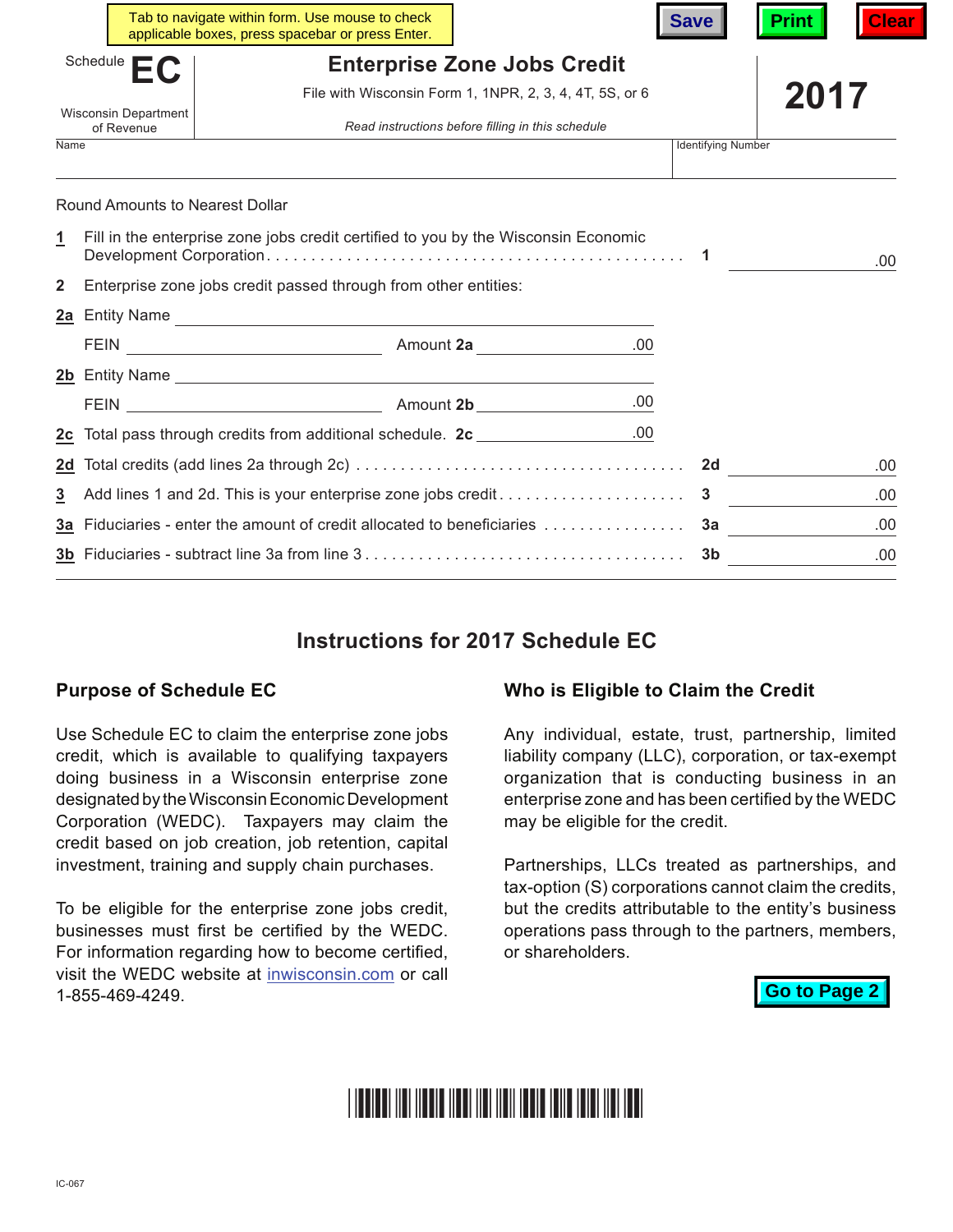Schedule **EC**

Wisconsin Department of Revenue

# Enterprise Zone Jobs Credit

File with Wisconsin Form 1, 1NPR, 2, 3, 4, 4T, 5S, or 6

*Read instructions before filling in this schedule*

**2017**

Name | Identifying Number

Round Amounts to Nearest Dollar

**1** Fill in the enterprise zone jobs credit certified to you by the Wisconsin Economic Development Corporation . . . . . . . . . . . . . . . . . . . . **1** .00

**2** Enterprise zone jobs credit passed through from other entities:

**2a** Entity Name

FEIN Amount **2a** .00

**2b** Entity Name

FEIN Amount **2b** .00

**2c** Total pass through credits from additional schedule. **2c** .00

**2d** Total credits (add lines 2a through 2c) . . . . . . . . . . . . . . . . . . **2d** .00

**3** Add lines 1 and 2d. This is your enterprise zone jobs credit . . . . . . . . . . **3** .00

**3a** Fiduciaries - enter the amount of credit allocated to beneficiaries . . . . . . . . **3a** .00

**3b** Fiduciaries - subtract line 3a from line 3 . . . . . . . . . . . . . . . . . . **3b** .00

## Instructions for 2017 Schedule EC

### Purpose of Schedule EC

Use Schedule EC to claim the enterprise zone jobs credit, which is available to qualifying taxpayers doing business in a Wisconsin enterprise zone designated by the Wisconsin Economic Development Corporation (WEDC). Taxpayers may claim the credit based on job creation, job retention, capital investment, training and supply chain purchases.

To be eligible for the enterprise zone jobs credit, businesses must first be certified by the WEDC. For information regarding how to become certified, visit the WEDC website at inwisconsin.com or call 1-855-469-4249.

### Who is Eligible to Claim the Credit

Any individual, estate, trust, partnership, limited liability company (LLC), corporation, or tax-exempt organization that is conducting business in an enterprise zone and has been certified by the WEDC may be eligible for the credit.

Partnerships, LLCs treated as partnerships, and tax-option (S) corporations cannot claim the credits, but the credits attributable to the entity's business operations pass through to the partners, members, or shareholders.

IC-067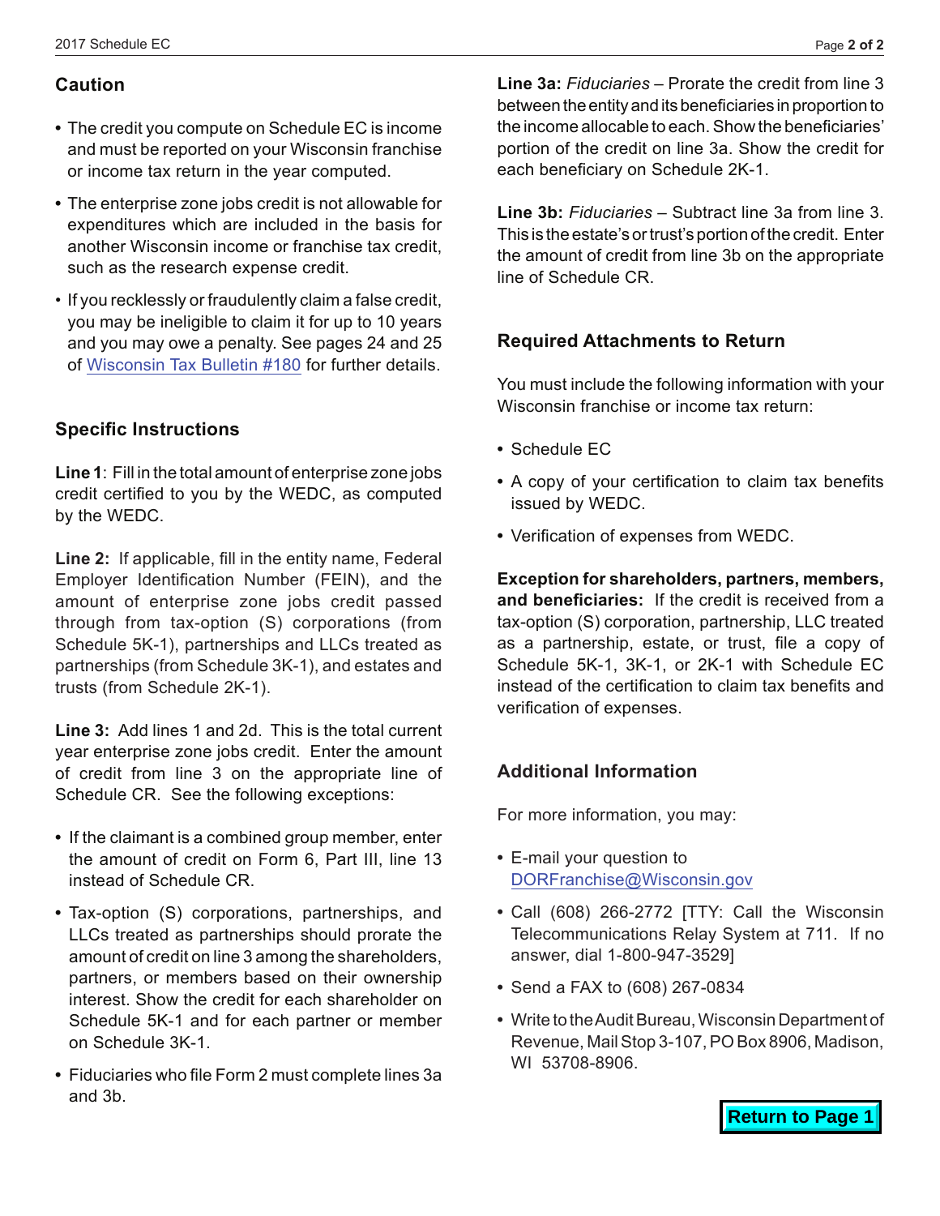## Caution

- The credit you compute on Schedule EC is income and must be reported on your Wisconsin franchise or income tax return in the year computed.
- The enterprise zone jobs credit is not allowable for expenditures which are included in the basis for another Wisconsin income or franchise tax credit, such as the research expense credit.
- If you recklessly or fraudulently claim a false credit, you may be ineligible to claim it for up to 10 years and you may owe a penalty. See pages 24 and 25 of Wisconsin Tax Bulletin #180 for further details.

## Specific Instructions

**Line 1**: Fill in the total amount of enterprise zone jobs credit certified to you by the WEDC, as computed by the WEDC.

**Line 2:** If applicable, fill in the entity name, Federal Employer Identification Number (FEIN), and the amount of enterprise zone jobs credit passed through from tax-option (S) corporations (from Schedule 5K-1), partnerships and LLCs treated as partnerships (from Schedule 3K-1), and estates and trusts (from Schedule 2K-1).

**Line 3:** Add lines 1 and 2d. This is the total current year enterprise zone jobs credit. Enter the amount of credit from line 3 on the appropriate line of Schedule CR. See the following exceptions:

- If the claimant is a combined group member, enter the amount of credit on Form 6, Part III, line 13 instead of Schedule CR.
- Tax-option (S) corporations, partnerships, and LLCs treated as partnerships should prorate the amount of credit on line 3 among the shareholders, partners, or members based on their ownership interest. Show the credit for each shareholder on Schedule 5K-1 and for each partner or member on Schedule 3K-1.
- Fiduciaries who file Form 2 must complete lines 3a and 3b.

**Line 3a:** *Fiduciaries* – Prorate the credit from line 3 between the entity and its beneficiaries in proportion to the income allocable to each. Show the beneficiaries' portion of the credit on line 3a. Show the credit for each beneficiary on Schedule 2K-1.

**Line 3b:** *Fiduciaries* – Subtract line 3a from line 3. This is the estate's or trust's portion of the credit. Enter the amount of credit from line 3b on the appropriate line of Schedule CR.

## Required Attachments to Return

You must include the following information with your Wisconsin franchise or income tax return:

- Schedule EC
- A copy of your certification to claim tax benefits issued by WEDC.
- Verification of expenses from WEDC.

**Exception for shareholders, partners, members, and beneficiaries:** If the credit is received from a tax-option (S) corporation, partnership, LLC treated as a partnership, estate, or trust, file a copy of Schedule 5K-1, 3K-1, or 2K-1 with Schedule EC instead of the certification to claim tax benefits and verification of expenses.

## Additional Information

For more information, you may:

- E-mail your question to DORFranchise@Wisconsin.gov
- Call (608) 266-2772 [TTY: Call the Wisconsin Telecommunications Relay System at 711. If no answer, dial 1-800-947-3529]
- Send a FAX to (608) 267-0834
- Write to the Audit Bureau, Wisconsin Department of Revenue, Mail Stop 3-107, PO Box 8906, Madison, WI 53708-8906.

Return to Page 1